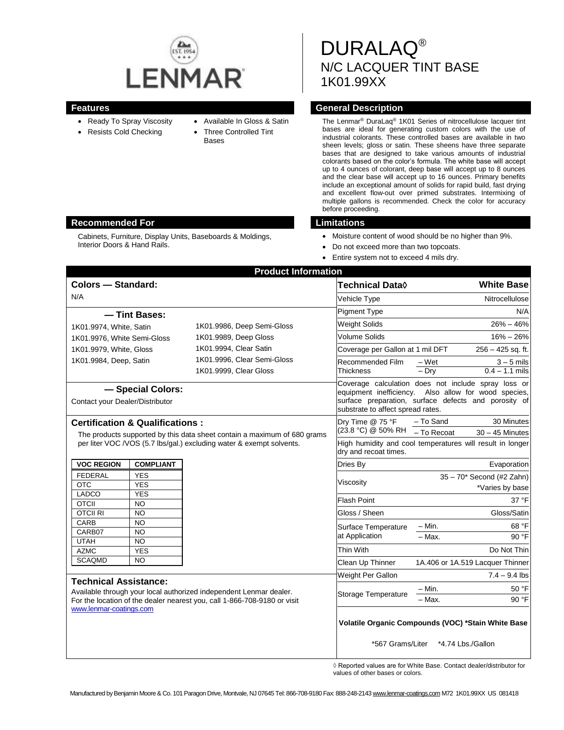# DURALAQ®

## N/C LACQUER TINT BASE

## 1K01.99XX

## Features

- Ready To Spray Viscosity
- Resists Cold Checking
- Available In Gloss & Satin
- Three Controlled Tint Bases

## General Description

The Lenmar® DuraLaq® 1K01 Series of nitrocellulose lacquer tint bases are ideal for generating custom colors with the use of industrial colorants. These controlled bases are available in two sheen levels; gloss or satin. These sheens have three separate bases that are designed to take various amounts of industrial colorants based on the color's formula. The white base will accept up to 4 ounces of colorant, deep base will accept up to 8 ounces and the clear base will accept up to 16 ounces. Primary benefits include an exceptional amount of solids for rapid build, fast drying and excellent flow-out over primed substrates. Intermixing of multiple gallons is recommended. Check the color for accuracy before proceeding.

## Recommended For

Cabinets, Furniture, Display Units, Baseboards & Moldings, Interior Doors & Hand Rails.

## Limitations

- Moisture content of wood should be no higher than 9%.
- Do not exceed more than two topcoats.
- Entire system not to exceed 4 mils dry.

## Product Information

### Colors — Standard:

N/A

### — Tint Bases:

1K01.9974, White, Satin
1K01.9976, White Semi-Gloss
1K01.9979, White, Gloss
1K01.9984, Deep, Satin
1K01.9986, Deep Semi-Gloss
1K01.9989, Deep Gloss
1K01.9994, Clear Satin
1K01.9996, Clear Semi-Gloss
1K01.9999, Clear Gloss

### — Special Colors:

Contact your Dealer/Distributor

### Certification & Qualifications :

The products supported by this data sheet contain a maximum of 680 grams per liter VOC /VOS (5.7 lbs/gal.) excluding water & exempt solvents.

| VOC REGION | COMPLIANT |
|---|---|
| FEDERAL | YES |
| OTC | YES |
| LADCO | YES |
| OTCII | NO |
| OTCII RI | NO |
| CARB | NO |
| CARB07 | NO |
| UTAH | NO |
| AZMC | YES |
| SCAQMD | NO |

### Technical Assistance:

Available through your local authorized independent Lenmar dealer. For the location of the dealer nearest you, call 1-866-708-9180 or visit www.lenmar-coatings.com

| Technical Data◊ | | White Base |
|---|---|---|
| Vehicle Type | | Nitrocellulose |
| Pigment Type | | N/A |
| Weight Solids | | 26% – 46% |
| Volume Solids | | 16% – 26% |
| Coverage per Gallon at 1 mil DFT | | 256 – 425 sq. ft. |
| Recommended Film Thickness | – Wet | 3 – 5 mils |
| | – Dry | 0.4 – 1.1 mils |
| Coverage calculation does not include spray loss or equipment inefficiency. Also allow for wood species, surface preparation, surface defects and porosity of substrate to affect spread rates. | | |
| Dry Time @ 75 °F (23.8 °C) @ 50% RH | – To Sand | 30 Minutes |
| | – To Recoat | 30 – 45 Minutes |
| High humidity and cool temperatures will result in longer dry and recoat times. | | |
| Dries By | | Evaporation |
| Viscosity | | 35 – 70* Second (#2 Zahn) *Varies by base |
| Flash Point | | 37 °F |
| Gloss / Sheen | | Gloss/Satin |
| Surface Temperature at Application | – Min. | 68 °F |
| | – Max. | 90 °F |
| Thin With | | Do Not Thin |
| Clean Up Thinner | | 1A.406 or 1A.519 Lacquer Thinner |
| Weight Per Gallon | | 7.4 – 9.4 lbs |
| Storage Temperature | – Min. | 50 °F |
| | – Max. | 90 °F |

**Volatile Organic Compounds (VOC) *Stain White Base**

*567 Grams/Liter *4.74 Lbs./Gallon

◊ Reported values are for White Base. Contact dealer/distributor for values of other bases or colors.

Manufactured by Benjamin Moore & Co. 101 Paragon Drive, Montvale, NJ 07645 Tel: 866-708-9180 Fax: 888-248-2143 www.lenmar-coatings.com M72 1K01.99XX US 081418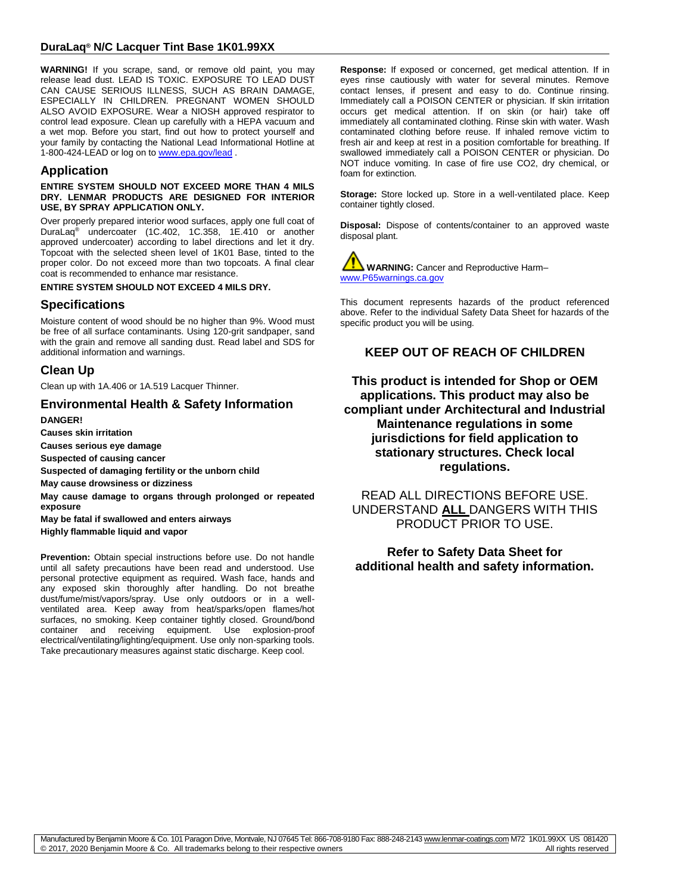**DuraLaq® N/C Lacquer Tint Base 1K01.99XX**

**WARNING!** If you scrape, sand, or remove old paint, you may release lead dust. LEAD IS TOXIC. EXPOSURE TO LEAD DUST CAN CAUSE SERIOUS ILLNESS, SUCH AS BRAIN DAMAGE, ESPECIALLY IN CHILDREN. PREGNANT WOMEN SHOULD ALSO AVOID EXPOSURE. Wear a NIOSH approved respirator to control lead exposure. Clean up carefully with a HEPA vacuum and a wet mop. Before you start, find out how to protect yourself and your family by contacting the National Lead Informational Hotline at 1-800-424-LEAD or log on to www.epa.gov/lead .

## Application

**ENTIRE SYSTEM SHOULD NOT EXCEED MORE THAN 4 MILS DRY. LENMAR PRODUCTS ARE DESIGNED FOR INTERIOR USE, BY SPRAY APPLICATION ONLY.**

Over properly prepared interior wood surfaces, apply one full coat of DuraLaq® undercoater (1C.402, 1C.358, 1E.410 or another approved undercoater) according to label directions and let it dry. Topcoat with the selected sheen level of 1K01 Base, tinted to the proper color. Do not exceed more than two topcoats. A final clear coat is recommended to enhance mar resistance.

**ENTIRE SYSTEM SHOULD NOT EXCEED 4 MILS DRY.**

## Specifications

Moisture content of wood should be no higher than 9%. Wood must be free of all surface contaminants. Using 120-grit sandpaper, sand with the grain and remove all sanding dust. Read label and SDS for additional information and warnings.

## Clean Up

Clean up with 1A.406 or 1A.519 Lacquer Thinner.

## Environmental Health & Safety Information

**DANGER!**

**Causes skin irritation**

**Causes serious eye damage**

**Suspected of causing cancer**

**Suspected of damaging fertility or the unborn child**

**May cause drowsiness or dizziness**

**May cause damage to organs through prolonged or repeated exposure**

**May be fatal if swallowed and enters airways**

**Highly flammable liquid and vapor**

**Prevention:** Obtain special instructions before use. Do not handle until all safety precautions have been read and understood. Use personal protective equipment as required. Wash face, hands and any exposed skin thoroughly after handling. Do not breathe dust/fume/mist/vapors/spray. Use only outdoors or in a well-ventilated area. Keep away from heat/sparks/open flames/hot surfaces, no smoking. Keep container tightly closed. Ground/bond container and receiving equipment. Use explosion-proof electrical/ventilating/lighting/equipment. Use only non-sparking tools. Take precautionary measures against static discharge. Keep cool.

**Response:** If exposed or concerned, get medical attention. If in eyes rinse cautiously with water for several minutes. Remove contact lenses, if present and easy to do. Continue rinsing. Immediately call a POISON CENTER or physician. If skin irritation occurs get medical attention. If on skin (or hair) take off immediately all contaminated clothing. Rinse skin with water. Wash contaminated clothing before reuse. If inhaled remove victim to fresh air and keep at rest in a position comfortable for breathing. If swallowed immediately call a POISON CENTER or physician. Do NOT induce vomiting. In case of fire use CO2, dry chemical, or foam for extinction.

**Storage:** Store locked up. Store in a well-ventilated place. Keep container tightly closed.

**Disposal:** Dispose of contents/container to an approved waste disposal plant.

**WARNING:** Cancer and Reproductive Harm– www.P65warnings.ca.gov

This document represents hazards of the product referenced above. Refer to the individual Safety Data Sheet for hazards of the specific product you will be using.

**KEEP OUT OF REACH OF CHILDREN**

**This product is intended for Shop or OEM applications. This product may also be compliant under Architectural and Industrial Maintenance regulations in some jurisdictions for field application to stationary structures. Check local regulations.**

READ ALL DIRECTIONS BEFORE USE. UNDERSTAND **ALL** DANGERS WITH THIS PRODUCT PRIOR TO USE.

**Refer to Safety Data Sheet for additional health and safety information.**

Manufactured by Benjamin Moore & Co. 101 Paragon Drive, Montvale, NJ 07645 Tel: 866-708-9180 Fax: 888-248-2143 www.lenmar-coatings.com M72 1K01.99XX US 081420
© 2017, 2020 Benjamin Moore & Co. All trademarks belong to their respective owners All rights reserved